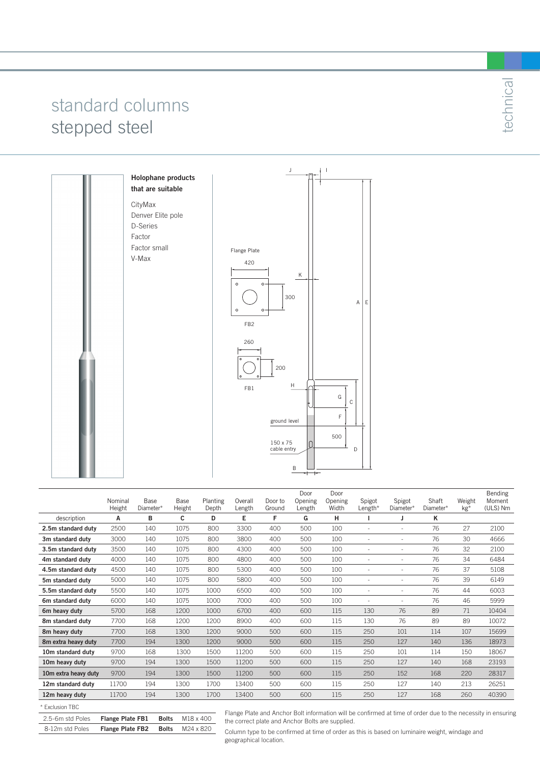# standard columns
# stepped steel

technical

**Holophane products that are suitable**

- CityMax
- Denver Elite pole
- D-Series
- Factor
- Factor small
- V-Max

Flange Plate

420

300

FB2

260

200

FB1

J I K A E H G C F ground level 500 D 150 x 75 cable entry B

| description | Nominal Height A | Base Diameter* B | Base Height C | Planting Depth D | Overall Length E | Door to Ground F | Door Opening Length G | Door Opening Width H | Spigot Length* I | Spigot Diameter* J | Shaft Diameter* K | Weight kg* | Bending Moment (ULS) Nm |
|---|---|---|---|---|---|---|---|---|---|---|---|---|---|
| **2.5m standard duty** | 2500 | 140 | 1075 | 800 | 3300 | 400 | 500 | 100 | - | - | 76 | 27 | 2100 |
| **3m standard duty** | 3000 | 140 | 1075 | 800 | 3800 | 400 | 500 | 100 | - | - | 76 | 30 | 4666 |
| **3.5m standard duty** | 3500 | 140 | 1075 | 800 | 4300 | 400 | 500 | 100 | - | - | 76 | 32 | 2100 |
| **4m standard duty** | 4000 | 140 | 1075 | 800 | 4800 | 400 | 500 | 100 | - | - | 76 | 34 | 6484 |
| **4.5m standard duty** | 4500 | 140 | 1075 | 800 | 5300 | 400 | 500 | 100 | - | - | 76 | 37 | 5108 |
| **5m standard duty** | 5000 | 140 | 1075 | 800 | 5800 | 400 | 500 | 100 | - | - | 76 | 39 | 6149 |
| **5.5m standard duty** | 5500 | 140 | 1075 | 1000 | 6500 | 400 | 500 | 100 | - | - | 76 | 44 | 6003 |
| **6m standard duty** | 6000 | 140 | 1075 | 1000 | 7000 | 400 | 500 | 100 | - | - | 76 | 46 | 5999 |
| **6m heavy duty** | 5700 | 168 | 1200 | 1000 | 6700 | 400 | 600 | 115 | 130 | 76 | 89 | 71 | 10404 |
| **8m standard duty** | 7700 | 168 | 1200 | 1200 | 8900 | 400 | 600 | 115 | 130 | 76 | 89 | 89 | 10072 |
| **8m heavy duty** | 7700 | 168 | 1300 | 1200 | 9000 | 500 | 600 | 115 | 250 | 101 | 114 | 107 | 15699 |
| **8m extra heavy duty** | 7700 | 194 | 1300 | 1200 | 9000 | 500 | 600 | 115 | 250 | 127 | 140 | 136 | 18973 |
| **10m standard duty** | 9700 | 168 | 1300 | 1500 | 11200 | 500 | 600 | 115 | 250 | 101 | 114 | 150 | 18067 |
| **10m heavy duty** | 9700 | 194 | 1300 | 1500 | 11200 | 500 | 600 | 115 | 250 | 127 | 140 | 168 | 23193 |
| **10m extra heavy duty** | 9700 | 194 | 1300 | 1500 | 11200 | 500 | 600 | 115 | 250 | 152 | 168 | 220 | 28317 |
| **12m standard duty** | 11700 | 194 | 1300 | 1700 | 13400 | 500 | 600 | 115 | 250 | 127 | 140 | 213 | 26251 |
| **12m heavy duty** | 11700 | 194 | 1300 | 1700 | 13400 | 500 | 600 | 115 | 250 | 127 | 168 | 260 | 40390 |

* Exclusion TBC

| | | | |
|---|---|---|---|
| 2.5-6m std Poles | **Flange Plate FB1** | **Bolts** | M18 x 400 |
| 8-12m std Poles | **Flange Plate FB2** | **Bolts** | M24 x 820 |

Flange Plate and Anchor Bolt information will be confirmed at time of order due to the necessity in ensuring the correct plate and Anchor Bolts are supplied.

Column type to be confirmed at time of order as this is based on luminaire weight, windage and geographical location.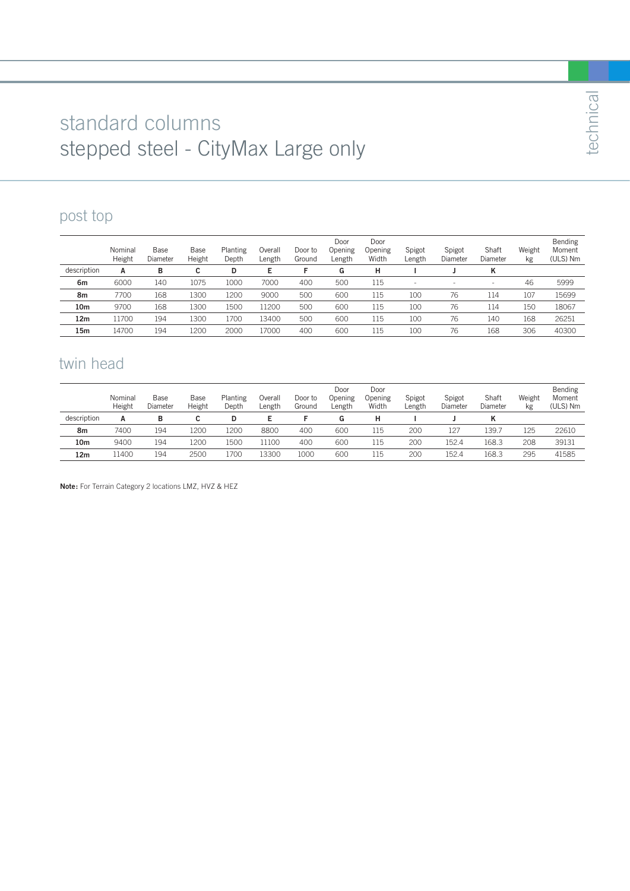# standard columns
# stepped steel - CityMax Large only

## post top

| | Nominal Height | Base Diameter | Base Height | Planting Depth | Overall Length | Door to Ground | Door Opening Length | Door Opening Width | Spigot Length | Spigot Diameter | Shaft Diameter | Weight kg | Bending Moment (ULS) Nm |
|---|---|---|---|---|---|---|---|---|---|---|---|---|---|
| description | **A** | **B** | **C** | **D** | **E** | **F** | **G** | **H** | **I** | **J** | **K** | | |
| **6m** | 6000 | 140 | 1075 | 1000 | 7000 | 400 | 500 | 115 | - | - | - | 46 | 5999 |
| **8m** | 7700 | 168 | 1300 | 1200 | 9000 | 500 | 600 | 115 | 100 | 76 | 114 | 107 | 15699 |
| **10m** | 9700 | 168 | 1300 | 1500 | 11200 | 500 | 600 | 115 | 100 | 76 | 114 | 150 | 18067 |
| **12m** | 11700 | 194 | 1300 | 1700 | 13400 | 500 | 600 | 115 | 100 | 76 | 140 | 168 | 26251 |
| **15m** | 14700 | 194 | 1200 | 2000 | 17000 | 400 | 600 | 115 | 100 | 76 | 168 | 306 | 40300 |

## twin head

| | Nominal Height | Base Diameter | Base Height | Planting Depth | Overall Length | Door to Ground | Door Opening Length | Door Opening Width | Spigot Length | Spigot Diameter | Shaft Diameter | Weight kg | Bending Moment (ULS) Nm |
|---|---|---|---|---|---|---|---|---|---|---|---|---|---|
| description | **A** | **B** | **C** | **D** | **E** | **F** | **G** | **H** | **I** | **J** | **K** | | |
| **8m** | 7400 | 194 | 1200 | 1200 | 8800 | 400 | 600 | 115 | 200 | 127 | 139.7 | 125 | 22610 |
| **10m** | 9400 | 194 | 1200 | 1500 | 11100 | 400 | 600 | 115 | 200 | 152.4 | 168.3 | 208 | 39131 |
| **12m** | 11400 | 194 | 2500 | 1700 | 13300 | 1000 | 600 | 115 | 200 | 152.4 | 168.3 | 295 | 41585 |

**Note:** For Terrain Category 2 locations LMZ, HVZ & HEZ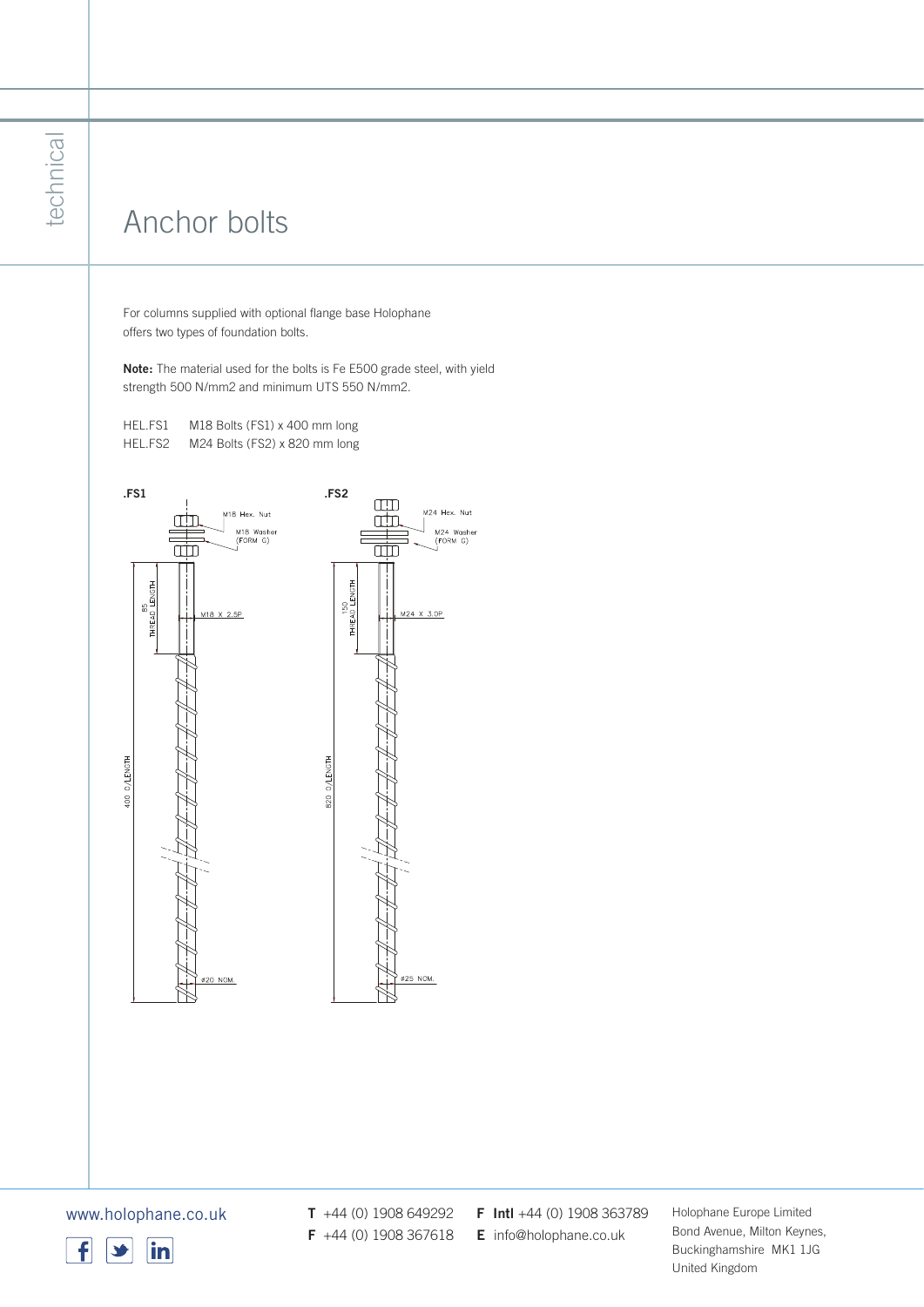# Anchor bolts

For columns supplied with optional flange base Holophane offers two types of foundation bolts.

**Note:** The material used for the bolts is Fe E500 grade steel, with yield strength 500 N/mm2 and minimum UTS 550 N/mm2.

| | |
|---|---|
| HEL.FS1 | M18 Bolts (FS1) x 400 mm long |
| HEL.FS2 | M24 Bolts (FS2) x 820 mm long |

**.FS1**

M18 Hex. Nut
M18 Washer (FORM C)
85 THREAD LENGTH
M18 X 2.5P
400 O/LENGTH
ø20 NOM.

**.FS2**

M24 Hex. Nut
M24 Washer (FORM C)
150 THREAD LENGTH
M24 X 3.0P
820 O/LENGTH
ø25 NOM.

www.holophane.co.uk

**T** +44 (0) 1908 649292
**F** +44 (0) 1908 367618
**F Intl** +44 (0) 1908 363789
**E** info@holophane.co.uk

Holophane Europe Limited
Bond Avenue, Milton Keynes,
Buckinghamshire MK1 1JG
United Kingdom